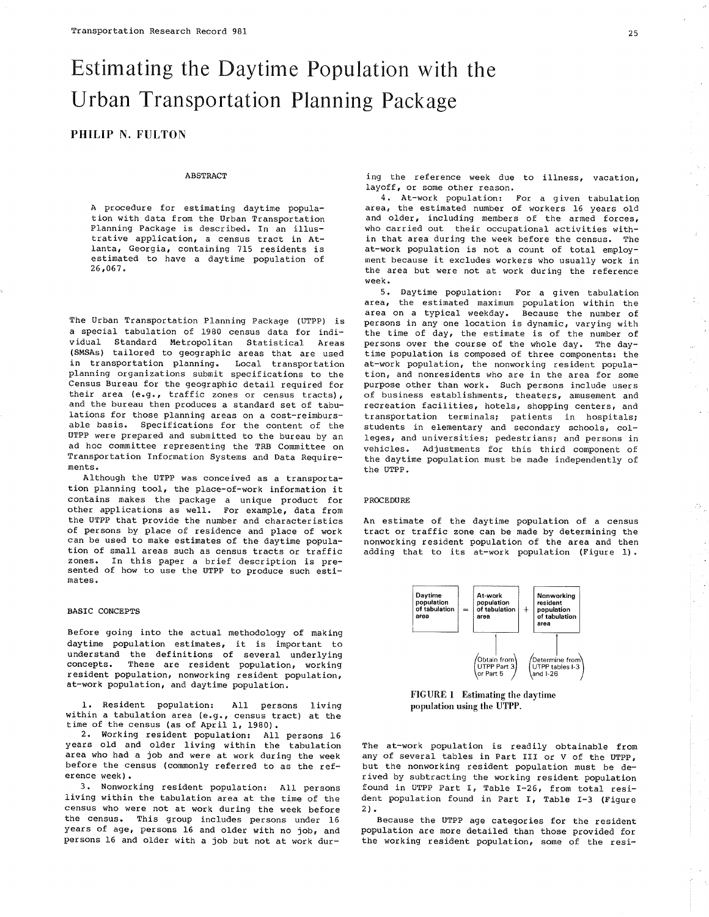# Estimating the Daytime Population with the Urban Transportation Planning Package

**PHILIP N. FULTON**

## ABSTRACT

A procedure for estimating daytime population with data from the Urban Transportation Planning Package is described. In an illustrative application, a census tract in Atlanta, Georgia, containing 715 residents is estimated to have a daytime population of 26,067.

The Urban Transportation Planning Package (UTPP) is a special tabulation of 1980 census data for individual Standard Metropolitan Statistical Areas (SMSAs) tailored to geographic areas that are used in transportation planning. Local transportation planning organizations submit specifications to the Census Bureau for the geographic detail required for their area (e.g., traffic zones or census tracts), and the bureau then produces a standard set of tabulations for those planning areas on a cost-reimbursable basis. Specifications for the content of the UTPP were prepared and submitted to the bureau by an ad hoc committee representing the TRB Committee on Transportation Information Systems and Data Requirements.

Although the UTPP was conceived as a transportation planning tool, the place-of-work information it contains makes the package a unique product for other applications as well. For example, data from the UTPP that provide the number and characteristics of persons by place of residence and place of work can be used to make estimates of the daytime population of small areas such as census tracts or traffic zones. In this paper a brief description is presented of how to use the UTPP to produce such estimates.

## BASIC CONCEPTS

Before going into the actual methodology of making daytime population estimates, it is important to understand the definitions of several underlying concepts. These are resident population, working resident population, nonworking resident population, at-work population, and daytime population.

1. Resident population: All persons living within a tabulation area (e.g., census tract) at the time of the census (as of April 1, 1980).
2. Working resident population: All persons 16 years old and older living within the tabulation area who had a job and were at work during the week before the census (commonly referred to as the reference week).
3. Nonworking resident population: All persons living within the tabulation area at the time of the census who were not at work during the week before the census. This group includes persons under 16 years of age, persons 16 and older with no job, and persons 16 and older with a job but not at work during the reference week due to illness, vacation, layoff, or some other reason.
4. At-work population: For a given tabulation area, the estimated number of workers 16 years old and older, including members of the armed forces, who carried out their occupational activities within that area during the week before the census. The at-work population is not a count of total employment because it excludes workers who usually work in the area but were not at work during the reference week.
5. Daytime population: For a given tabulation area, the estimated maximum population within the area on a typical weekday. Because the number of persons in any one location is dynamic, varying with the time of day, the estimate is of the number of persons over the course of the whole day. The daytime population is composed of three components: the at-work population, the nonworking resident population, and nonresidents who are in the area for some purpose other than work. Such persons include users of business establishments, theaters, amusement and recreation facilities, hotels, shopping centers, and transportation terminals; patients in hospitals; students in elementary and secondary schools, colleges, and universities; pedestrians; and persons in vehicles. Adjustments for this third component of the daytime population must be made independently of the UTPP.

## PROCEDURE

An estimate of the daytime population of a census tract or traffic zone can be made by determining the nonworking resident population of the area and then adding that to its at-work population (Figure 1).

Daytime population of tabulation area = At-work population of tabulation area + Nonworking resident population of tabulation area

(Obtain from UTPP Part 3 or Part 5)

(Determine from UTPP tables I-3 and I-26)

FIGURE 1 Estimating the daytime population using the UTPP.

The at-work population is readily obtainable from any of several tables in Part III or V of the UTPP, but the nonworking resident population must be derived by subtracting the working resident population found in UTPP Part I, Table I-26, from total resident population found in Part I, Table I-3 (Figure 2).

Because the UTPP age categories for the resident population are more detailed than those provided for the working resident population, some of the resi-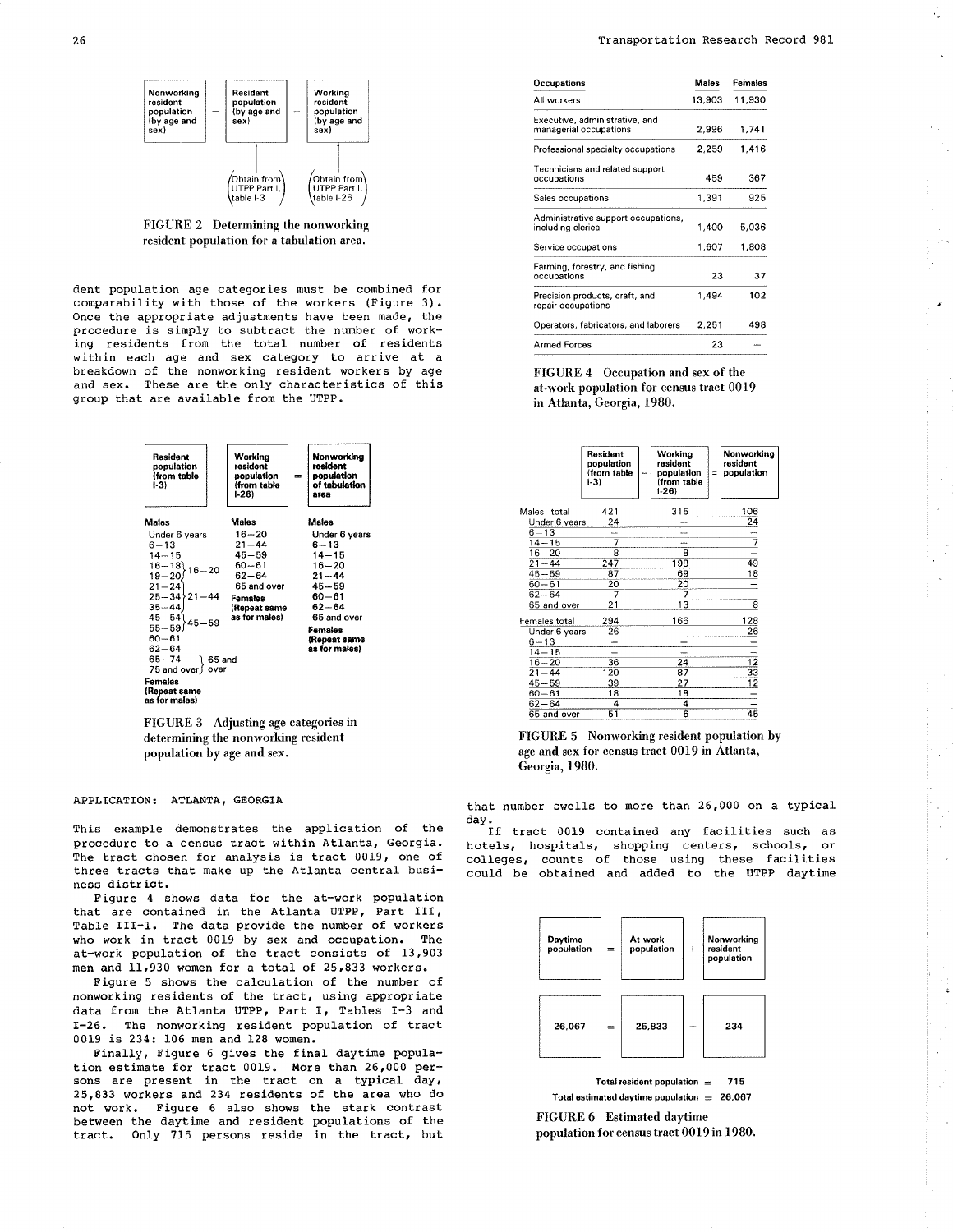Nonworking resident population (by age and sex) = Resident population (by age and sex) − Working resident population (by age and sex)

Obtain from UTPP Part I, table I-3

Obtain from UTPP Part I, table I-26

FIGURE 2 Determining the nonworking resident population for a tabulation area.

dent population age categories must be combined for comparability with those of the workers (Figure 3). Once the appropriate adjustments have been made, the procedure is simply to subtract the number of working residents from the total number of residents within each age and sex category to arrive at a breakdown of the nonworking resident workers by age and sex. These are the only characteristics of this group that are available from the UTPP.

Resident population (from table I-3) − Working resident population (from table I-26) = Nonworking resident population of tabulation area

| Resident population (from table I-3) | Working resident population (from table I-26) | Nonworking resident population of tabulation area |
|---|---|---|
| **Males** | **Males** | **Males** |
| Under 6 years | 16–20 | Under 6 years |
| 6–13 | 21–44 | 6–13 |
| 14–15 | 45–59 | 14–15 |
| 16–18, 19–20 } 16–20 | 60–61 | 16–20 |
| 21–24, 25–34, 35–44 } 21–44 | 62–64 | 21–44 |
| 45–54, 55–59 } 45–59 | 65 and over | 45–59 |
| 60–61 | **Females (Repeat same as for males)** | 60–61 |
| 62–64 | | 62–64 |
| 65–74, 75 and over } 65 and over | | 65 and over |
| **Females (Repeat same as for males)** | | **Females (Repeat same as for males)** |

FIGURE 3 Adjusting age categories in determining the nonworking resident population by age and sex.

## APPLICATION: ATLANTA, GEORGIA

This example demonstrates the application of the procedure to a census tract within Atlanta, Georgia. The tract chosen for analysis is tract 0019, one of three tracts that make up the Atlanta central business district.

Figure 4 shows data for the at-work population that are contained in the Atlanta UTPP, Part III, Table III-1. The data provide the number of workers who work in tract 0019 by sex and occupation. The at-work population of the tract consists of 13,903 men and 11,930 women for a total of 25,833 workers.

Figure 5 shows the calculation of the number of nonworking residents of the tract, using appropriate data from the Atlanta UTPP, Part I, Tables I-3 and I-26. The nonworking resident population of tract 0019 is 234: 106 men and 128 women.

Finally, Figure 6 gives the final daytime population estimate for tract 0019. More than 26,000 persons are present in the tract on a typical day, 25,833 workers and 234 residents of the area who do not work. Figure 6 also shows the stark contrast between the daytime and resident populations of the tract. Only 715 persons reside in the tract, but that number swells to more than 26,000 on a typical day.

If tract 0019 contained any facilities such as hotels, hospitals, shopping centers, schools, or colleges, counts of those using these facilities could be obtained and added to the UTPP daytime

| Occupations | Males | Females |
|---|---|---|
| All workers | 13,903 | 11,930 |
| Executive, administrative, and managerial occupations | 2,996 | 1,741 |
| Professional specialty occupations | 2,259 | 1,416 |
| Technicians and related support occupations | 459 | 367 |
| Sales occupations | 1,391 | 925 |
| Administrative support occupations, including clerical | 1,400 | 5,036 |
| Service occupations | 1,607 | 1,808 |
| Farming, forestry, and fishing occupations | 23 | 37 |
| Precision products, craft, and repair occupations | 1,494 | 102 |
| Operators, fabricators, and laborers | 2,251 | 498 |
| Armed Forces | 23 | — |

FIGURE 4 Occupation and sex of the at-work population for census tract 0019 in Atlanta, Georgia, 1980.

| | Resident population (from table I-3) | Working resident population (from table I-26) | Nonworking resident population |
|---|---|---|---|
| Males total | 421 | 315 | 106 |
| Under 6 years | 24 | — | 24 |
| 6–13 | — | — | — |
| 14–15 | 7 | — | 7 |
| 16–20 | 8 | 8 | — |
| 21–44 | 247 | 198 | 49 |
| 45–59 | 87 | 69 | 18 |
| 60–61 | 20 | 20 | — |
| 62–64 | 7 | 7 | — |
| 65 and over | 21 | 13 | 8 |
| Females total | 294 | 166 | 128 |
| Under 6 years | 26 | — | 26 |
| 6–13 | — | — | — |
| 14–15 | — | — | — |
| 16–20 | 36 | 24 | 12 |
| 21–44 | 120 | 87 | 33 |
| 45–59 | 39 | 27 | 12 |
| 60–61 | 18 | 18 | — |
| 62–64 | 4 | 4 | — |
| 65 and over | 51 | 6 | 45 |

FIGURE 5 Nonworking resident population by age and sex for census tract 0019 in Atlanta, Georgia, 1980.

Daytime population = At-work population + Nonworking resident population

26,067 = 25,833 + 234

Total resident population = 715

Total estimated daytime population = 26,067

FIGURE 6 Estimated daytime population for census tract 0019 in 1980.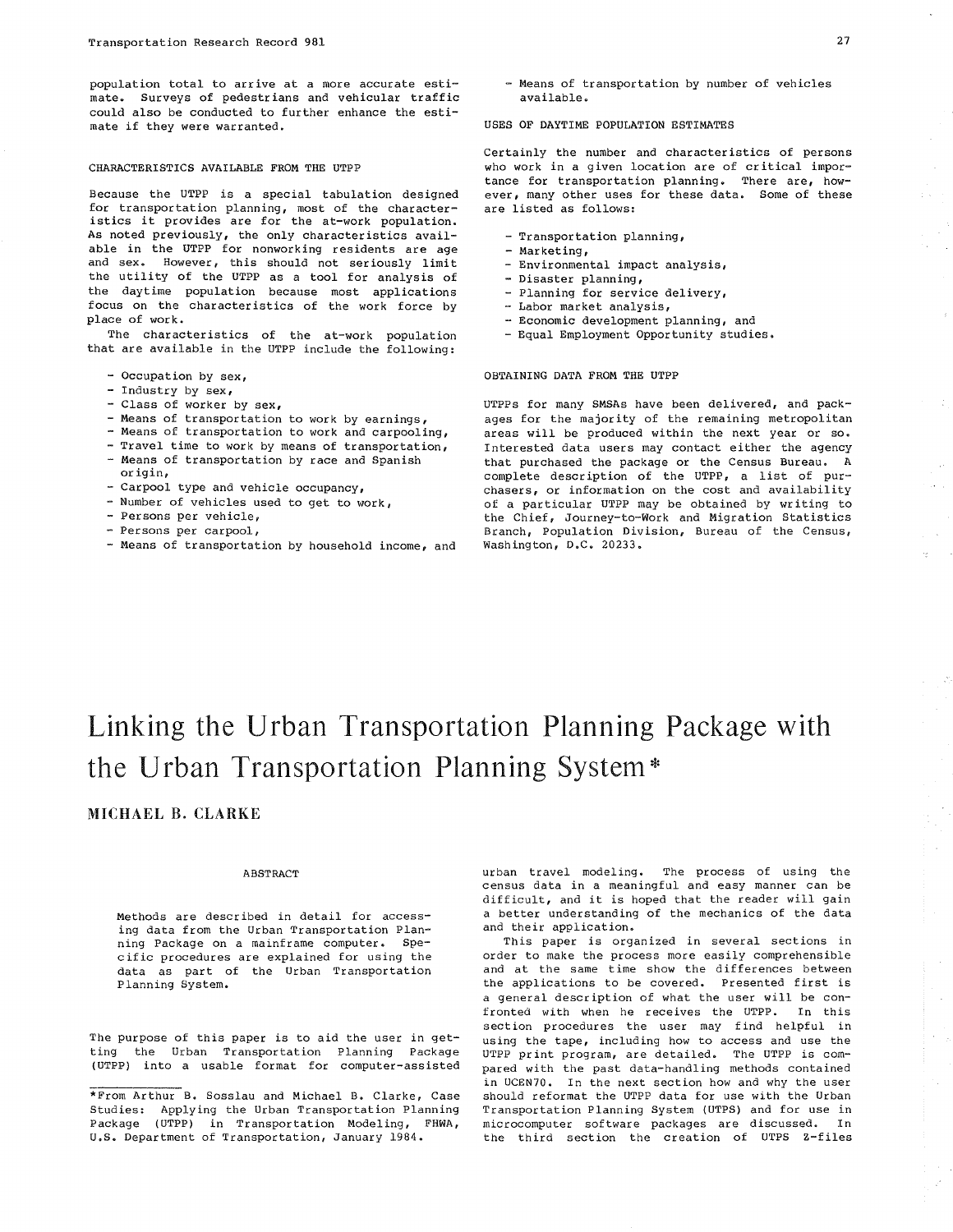population total to arrive at a more accurate estimate. Surveys of pedestrians and vehicular traffic could also be conducted to further enhance the estimate if they were warranted.

## CHARACTERISTICS AVAILABLE FROM THE UTPP

Because the UTPP is a special tabulation designed for transportation planning, most of the characteristics it provides are for the at-work population. As noted previously, the only characteristics available in the UTPP for nonworking residents are age and sex. However, this should not seriously limit the utility of the UTPP as a tool for analysis of the daytime population because most applications focus on the characteristics of the work force by place of work.

The characteristics of the at-work population that are available in the UTPP include the following:

- Occupation by sex,
- Industry by sex,
- Class of worker by sex,
- Means of transportation to work by earnings,
- Means of transportation to work and carpooling,
- Travel time to work by means of transportation,
- Means of transportation by race and Spanish origin,
- Carpool type and vehicle occupancy,
- Number of vehicles used to get to work,
- Persons per vehicle,
- Persons per carpool,
- Means of transportation by household income, and
- Means of transportation by number of vehicles available.

## USES OF DAYTIME POPULATION ESTIMATES

Certainly the number and characteristics of persons who work in a given location are of critical importance for transportation planning. There are, however, many other uses for these data. Some of these are listed as follows:

- Transportation planning,
- Marketing,
- Environmental impact analysis,
- Disaster planning,
- Planning for service delivery,
- Labor market analysis,
- Economic development planning, and
- Equal Employment Opportunity studies.

## OBTAINING DATA FROM THE UTPP

UTPPs for many SMSAs have been delivered, and packages for the majority of the remaining metropolitan areas will be produced within the next year or so. Interested data users may contact either the agency that purchased the package or the Census Bureau. A complete description of the UTPP, a list of purchasers, or information on the cost and availability of a particular UTPP may be obtained by writing to the Chief, Journey-to-Work and Migration Statistics Branch, Population Division, Bureau of the Census, Washington, D.C. 20233.

# Linking the Urban Transportation Planning Package with the Urban Transportation Planning System*

**MICHAEL B. CLARKE**

### ABSTRACT

Methods are described in detail for accessing data from the Urban Transportation Planning Package on a mainframe computer. Specific procedures are explained for using the data as part of the Urban Transportation Planning System.

The purpose of this paper is to aid the user in getting the Urban Transportation Planning Package (UTPP) into a usable format for computer-assisted urban travel modeling. The process of using the census data in a meaningful and easy manner can be difficult, and it is hoped that the reader will gain a better understanding of the mechanics of the data and their application.

This paper is organized in several sections in order to make the process more easily comprehensible and at the same time show the differences between the applications to be covered. Presented first is a general description of what the user will be confronted with when he receives the UTPP. In this section procedures the user may find helpful in using the tape, including how to access and use the UTPP print program, are detailed. The UTPP is compared with the past data-handling methods contained in UCEN70. In the next section how and why the user should reformat the UTPP data for use with the Urban Transportation Planning System (UTPS) and for use in microcomputer software packages are discussed. In the third section the creation of UTPS Z-files

*From Arthur B. Sosslau and Michael B. Clarke, Case Studies: Applying the Urban Transportation Planning Package (UTPP) in Transportation Modeling, FHWA, U.S. Department of Transportation, January 1984.